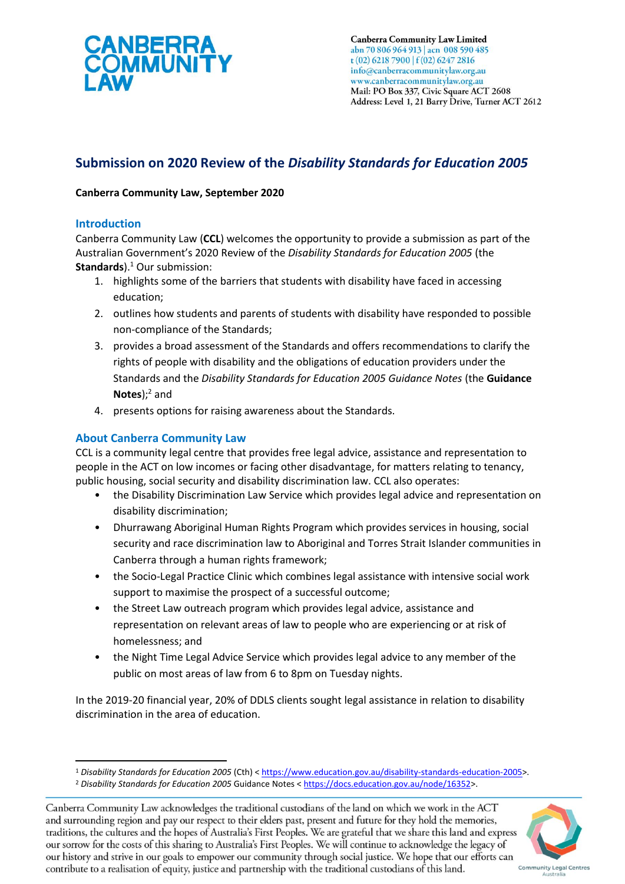**CANBERRA COMMUNITY LAW**

Canberra Community Law Limited
abn 70 806 964 913 | acn 008 590 485
t (02) 6218 7900 | f (02) 6247 2816
info@canberracommunitylaw.org.au
www.canberracommunitylaw.org.au
Mail: PO Box 337, Civic Square ACT 2608
Address: Level 1, 21 Barry Drive, Turner ACT 2612

# Submission on 2020 Review of the *Disability Standards for Education 2005*

**Canberra Community Law, September 2020**

## Introduction

Canberra Community Law (**CCL**) welcomes the opportunity to provide a submission as part of the Australian Government's 2020 Review of the *Disability Standards for Education 2005* (the **Standards**).[1] Our submission:

1. highlights some of the barriers that students with disability have faced in accessing education;
2. outlines how students and parents of students with disability have responded to possible non-compliance of the Standards;
3. provides a broad assessment of the Standards and offers recommendations to clarify the rights of people with disability and the obligations of education providers under the Standards and the *Disability Standards for Education 2005 Guidance Notes* (the **Guidance Notes**);[2] and
4. presents options for raising awareness about the Standards.

## About Canberra Community Law

CCL is a community legal centre that provides free legal advice, assistance and representation to people in the ACT on low incomes or facing other disadvantage, for matters relating to tenancy, public housing, social security and disability discrimination law. CCL also operates:

- the Disability Discrimination Law Service which provides legal advice and representation on disability discrimination;
- Dhurrawang Aboriginal Human Rights Program which provides services in housing, social security and race discrimination law to Aboriginal and Torres Strait Islander communities in Canberra through a human rights framework;
- the Socio-Legal Practice Clinic which combines legal assistance with intensive social work support to maximise the prospect of a successful outcome;
- the Street Law outreach program which provides legal advice, assistance and representation on relevant areas of law to people who are experiencing or at risk of homelessness; and
- the Night Time Legal Advice Service which provides legal advice to any member of the public on most areas of law from 6 to 8pm on Tuesday nights.

In the 2019-20 financial year, 20% of DDLS clients sought legal assistance in relation to disability discrimination in the area of education.

---

[1] *Disability Standards for Education 2005* (Cth) < https://www.education.gov.au/disability-standards-education-2005>.

[2] *Disability Standards for Education 2005* Guidance Notes < https://docs.education.gov.au/node/16352>.

Canberra Community Law acknowledges the traditional custodians of the land on which we work in the ACT and surrounding region and pay our respect to their elders past, present and future for they hold the memories, traditions, the cultures and the hopes of Australia's First Peoples. We are grateful that we share this land and express our sorrow for the costs of this sharing to Australia's First Peoples. We will continue to acknowledge the legacy of our history and strive in our goals to empower our community through social justice. We hope that our efforts can contribute to a realisation of equity, justice and partnership with the traditional custodians of this land.

Community Legal Centres Australia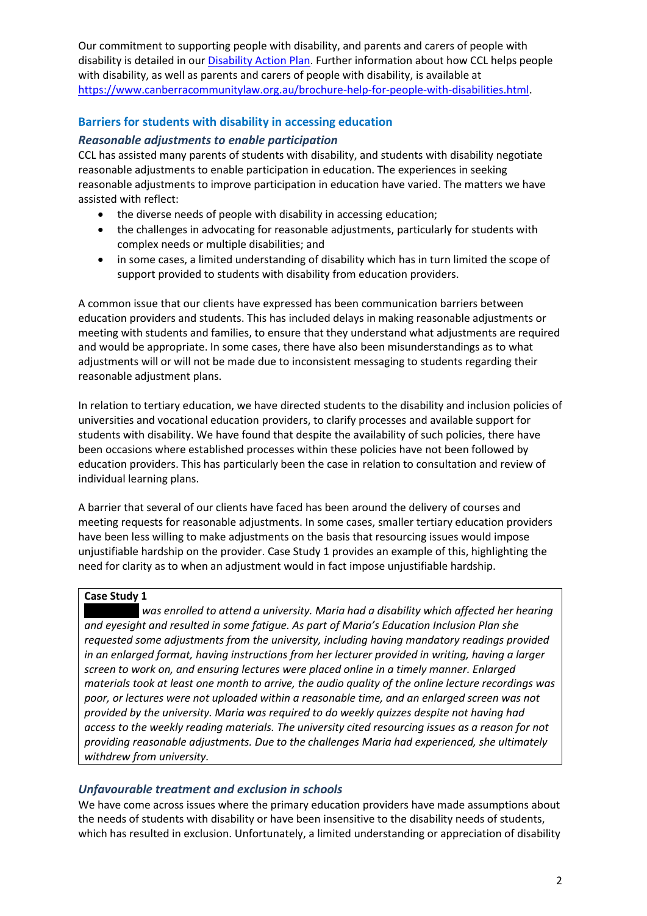Our commitment to supporting people with disability, and parents and carers of people with disability is detailed in our [Disability Action Plan](). Further information about how CCL helps people with disability, as well as parents and carers of people with disability, is available at https://www.canberracommunitylaw.org.au/brochure-help-for-people-with-disabilities.html.

## Barriers for students with disability in accessing education

### *Reasonable adjustments to enable participation*

CCL has assisted many parents of students with disability, and students with disability negotiate reasonable adjustments to enable participation in education. The experiences in seeking reasonable adjustments to improve participation in education have varied. The matters we have assisted with reflect:

- the diverse needs of people with disability in accessing education;
- the challenges in advocating for reasonable adjustments, particularly for students with complex needs or multiple disabilities; and
- in some cases, a limited understanding of disability which has in turn limited the scope of support provided to students with disability from education providers.

A common issue that our clients have expressed has been communication barriers between education providers and students. This has included delays in making reasonable adjustments or meeting with students and families, to ensure that they understand what adjustments are required and would be appropriate. In some cases, there have also been misunderstandings as to what adjustments will or will not be made due to inconsistent messaging to students regarding their reasonable adjustment plans.

In relation to tertiary education, we have directed students to the disability and inclusion policies of universities and vocational education providers, to clarify processes and available support for students with disability. We have found that despite the availability of such policies, there have been occasions where established processes within these policies have not been followed by education providers. This has particularly been the case in relation to consultation and review of individual learning plans.

A barrier that several of our clients have faced has been around the delivery of courses and meeting requests for reasonable adjustments. In some cases, smaller tertiary education providers have been less willing to make adjustments on the basis that resourcing issues would impose unjustifiable hardship on the provider. Case Study 1 provides an example of this, highlighting the need for clarity as to when an adjustment would in fact impose unjustifiable hardship.

> **Case Study 1**
>
> *was enrolled to attend a university. Maria had a disability which affected her hearing and eyesight and resulted in some fatigue. As part of Maria's Education Inclusion Plan she requested some adjustments from the university, including having mandatory readings provided in an enlarged format, having instructions from her lecturer provided in writing, having a larger screen to work on, and ensuring lectures were placed online in a timely manner. Enlarged materials took at least one month to arrive, the audio quality of the online lecture recordings was poor, or lectures were not uploaded within a reasonable time, and an enlarged screen was not provided by the university. Maria was required to do weekly quizzes despite not having had access to the weekly reading materials. The university cited resourcing issues as a reason for not providing reasonable adjustments. Due to the challenges Maria had experienced, she ultimately withdrew from university.*

### *Unfavourable treatment and exclusion in schools*

We have come across issues where the primary education providers have made assumptions about the needs of students with disability or have been insensitive to the disability needs of students, which has resulted in exclusion. Unfortunately, a limited understanding or appreciation of disability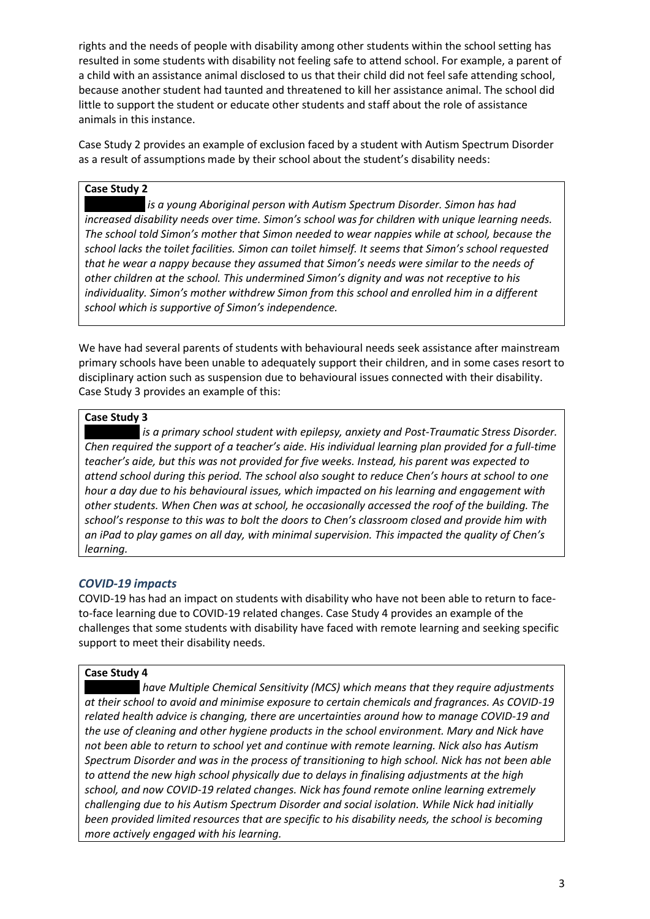rights and the needs of people with disability among other students within the school setting has resulted in some students with disability not feeling safe to attend school. For example, a parent of a child with an assistance animal disclosed to us that their child did not feel safe attending school, because another student had taunted and threatened to kill her assistance animal. The school did little to support the student or educate other students and staff about the role of assistance animals in this instance.

Case Study 2 provides an example of exclusion faced by a student with Autism Spectrum Disorder as a result of assumptions made by their school about the student's disability needs:

> **Case Study 2**
>
> *[redacted] is a young Aboriginal person with Autism Spectrum Disorder. Simon has had increased disability needs over time. Simon's school was for children with unique learning needs. The school told Simon's mother that Simon needed to wear nappies while at school, because the school lacks the toilet facilities. Simon can toilet himself. It seems that Simon's school requested that he wear a nappy because they assumed that Simon's needs were similar to the needs of other children at the school. This undermined Simon's dignity and was not receptive to his individuality. Simon's mother withdrew Simon from this school and enrolled him in a different school which is supportive of Simon's independence.*

We have had several parents of students with behavioural needs seek assistance after mainstream primary schools have been unable to adequately support their children, and in some cases resort to disciplinary action such as suspension due to behavioural issues connected with their disability. Case Study 3 provides an example of this:

> **Case Study 3**
>
> *[redacted] is a primary school student with epilepsy, anxiety and Post-Traumatic Stress Disorder. Chen required the support of a teacher's aide. His individual learning plan provided for a full-time teacher's aide, but this was not provided for five weeks. Instead, his parent was expected to attend school during this period. The school also sought to reduce Chen's hours at school to one hour a day due to his behavioural issues, which impacted on his learning and engagement with other students. When Chen was at school, he occasionally accessed the roof of the building. The school's response to this was to bolt the doors to Chen's classroom closed and provide him with an iPad to play games on all day, with minimal supervision. This impacted the quality of Chen's learning.*

### *COVID-19 impacts*

COVID-19 has had an impact on students with disability who have not been able to return to face-to-face learning due to COVID-19 related changes. Case Study 4 provides an example of the challenges that some students with disability have faced with remote learning and seeking specific support to meet their disability needs.

> **Case Study 4**
>
> *[redacted] have Multiple Chemical Sensitivity (MCS) which means that they require adjustments at their school to avoid and minimise exposure to certain chemicals and fragrances. As COVID-19 related health advice is changing, there are uncertainties around how to manage COVID-19 and the use of cleaning and other hygiene products in the school environment. Mary and Nick have not been able to return to school yet and continue with remote learning. Nick also has Autism Spectrum Disorder and was in the process of transitioning to high school. Nick has not been able to attend the new high school physically due to delays in finalising adjustments at the high school, and now COVID-19 related changes. Nick has found remote online learning extremely challenging due to his Autism Spectrum Disorder and social isolation. While Nick had initially been provided limited resources that are specific to his disability needs, the school is becoming more actively engaged with his learning.*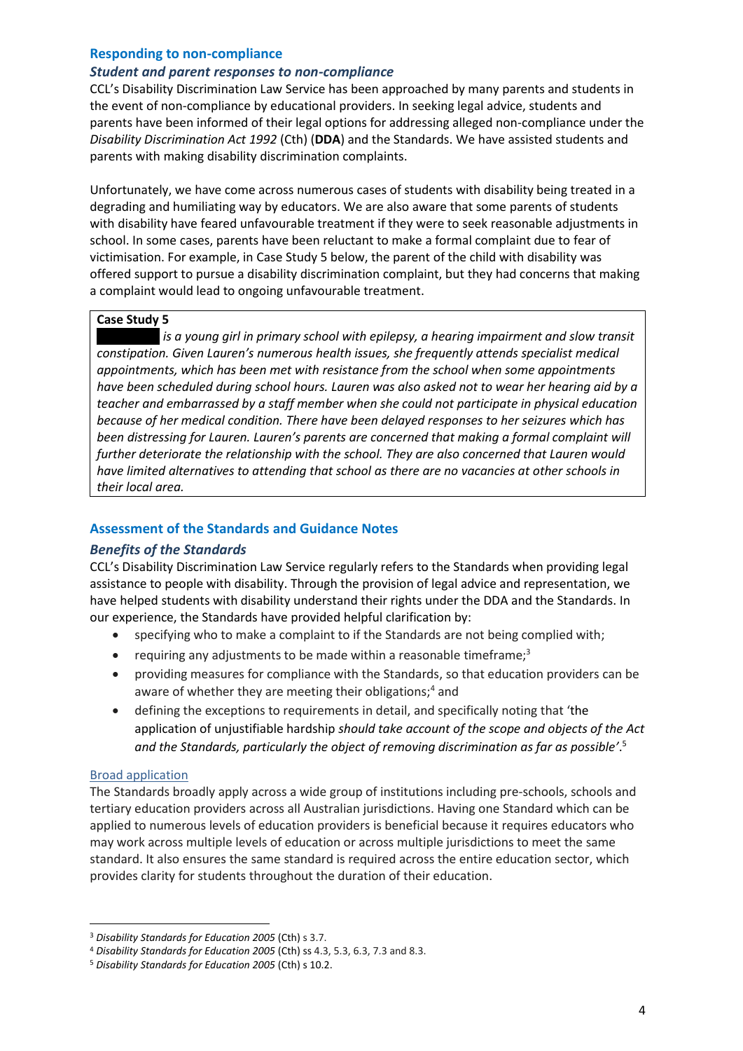## Responding to non-compliance

### *Student and parent responses to non-compliance*

CCL's Disability Discrimination Law Service has been approached by many parents and students in the event of non-compliance by educational providers. In seeking legal advice, students and parents have been informed of their legal options for addressing alleged non-compliance under the *Disability Discrimination Act 1992* (Cth) (**DDA**) and the Standards. We have assisted students and parents with making disability discrimination complaints.

Unfortunately, we have come across numerous cases of students with disability being treated in a degrading and humiliating way by educators. We are also aware that some parents of students with disability have feared unfavourable treatment if they were to seek reasonable adjustments in school. In some cases, parents have been reluctant to make a formal complaint due to fear of victimisation. For example, in Case Study 5 below, the parent of the child with disability was offered support to pursue a disability discrimination complaint, but they had concerns that making a complaint would lead to ongoing unfavourable treatment.

> **Case Study 5**
>
> *[redacted] is a young girl in primary school with epilepsy, a hearing impairment and slow transit constipation. Given Lauren's numerous health issues, she frequently attends specialist medical appointments, which has been met with resistance from the school when some appointments have been scheduled during school hours. Lauren was also asked not to wear her hearing aid by a teacher and embarrassed by a staff member when she could not participate in physical education because of her medical condition. There have been delayed responses to her seizures which has been distressing for Lauren. Lauren's parents are concerned that making a formal complaint will further deteriorate the relationship with the school. They are also concerned that Lauren would have limited alternatives to attending that school as there are no vacancies at other schools in their local area.*

## Assessment of the Standards and Guidance Notes

### *Benefits of the Standards*

CCL's Disability Discrimination Law Service regularly refers to the Standards when providing legal assistance to people with disability. Through the provision of legal advice and representation, we have helped students with disability understand their rights under the DDA and the Standards. In our experience, the Standards have provided helpful clarification by:

- specifying who to make a complaint to if the Standards are not being complied with;
- requiring any adjustments to be made within a reasonable timeframe;[3]
- providing measures for compliance with the Standards, so that education providers can be aware of whether they are meeting their obligations;[4] and
- defining the exceptions to requirements in detail, and specifically noting that 'the application of unjustifiable hardship *should take account of the scope and objects of the Act and the Standards, particularly the object of removing discrimination as far as possible'*.[5]

#### Broad application

The Standards broadly apply across a wide group of institutions including pre-schools, schools and tertiary education providers across all Australian jurisdictions. Having one Standard which can be applied to numerous levels of education providers is beneficial because it requires educators who may work across multiple levels of education or across multiple jurisdictions to meet the same standard. It also ensures the same standard is required across the entire education sector, which provides clarity for students throughout the duration of their education.

---

[3] *Disability Standards for Education 2005* (Cth) s 3.7.

[4] *Disability Standards for Education 2005* (Cth) ss 4.3, 5.3, 6.3, 7.3 and 8.3.

[5] *Disability Standards for Education 2005* (Cth) s 10.2.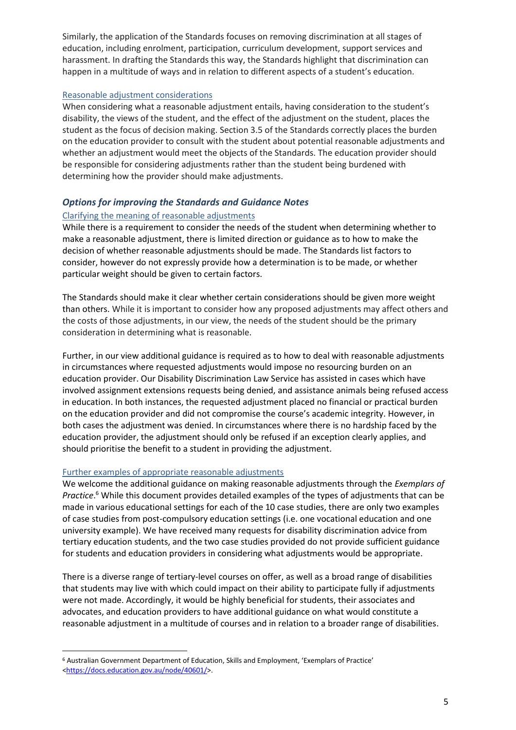Similarly, the application of the Standards focuses on removing discrimination at all stages of education, including enrolment, participation, curriculum development, support services and harassment. In drafting the Standards this way, the Standards highlight that discrimination can happen in a multitude of ways and in relation to different aspects of a student's education.

#### Reasonable adjustment considerations

When considering what a reasonable adjustment entails, having consideration to the student's disability, the views of the student, and the effect of the adjustment on the student, places the student as the focus of decision making. Section 3.5 of the Standards correctly places the burden on the education provider to consult with the student about potential reasonable adjustments and whether an adjustment would meet the objects of the Standards. The education provider should be responsible for considering adjustments rather than the student being burdened with determining how the provider should make adjustments.

### *Options for improving the Standards and Guidance Notes*

#### Clarifying the meaning of reasonable adjustments

While there is a requirement to consider the needs of the student when determining whether to make a reasonable adjustment, there is limited direction or guidance as to how to make the decision of whether reasonable adjustments should be made. The Standards list factors to consider, however do not expressly provide how a determination is to be made, or whether particular weight should be given to certain factors.

The Standards should make it clear whether certain considerations should be given more weight than others. While it is important to consider how any proposed adjustments may affect others and the costs of those adjustments, in our view, the needs of the student should be the primary consideration in determining what is reasonable.

Further, in our view additional guidance is required as to how to deal with reasonable adjustments in circumstances where requested adjustments would impose no resourcing burden on an education provider. Our Disability Discrimination Law Service has assisted in cases which have involved assignment extensions requests being denied, and assistance animals being refused access in education. In both instances, the requested adjustment placed no financial or practical burden on the education provider and did not compromise the course's academic integrity. However, in both cases the adjustment was denied. In circumstances where there is no hardship faced by the education provider, the adjustment should only be refused if an exception clearly applies, and should prioritise the benefit to a student in providing the adjustment.

#### Further examples of appropriate reasonable adjustments

We welcome the additional guidance on making reasonable adjustments through the *Exemplars of Practice*.[6] While this document provides detailed examples of the types of adjustments that can be made in various educational settings for each of the 10 case studies, there are only two examples of case studies from post-compulsory education settings (i.e. one vocational education and one university example). We have received many requests for disability discrimination advice from tertiary education students, and the two case studies provided do not provide sufficient guidance for students and education providers in considering what adjustments would be appropriate.

There is a diverse range of tertiary-level courses on offer, as well as a broad range of disabilities that students may live with which could impact on their ability to participate fully if adjustments were not made. Accordingly, it would be highly beneficial for students, their associates and advocates, and education providers to have additional guidance on what would constitute a reasonable adjustment in a multitude of courses and in relation to a broader range of disabilities.

---

[6] Australian Government Department of Education, Skills and Employment, 'Exemplars of Practice' <https://docs.education.gov.au/node/40601/>.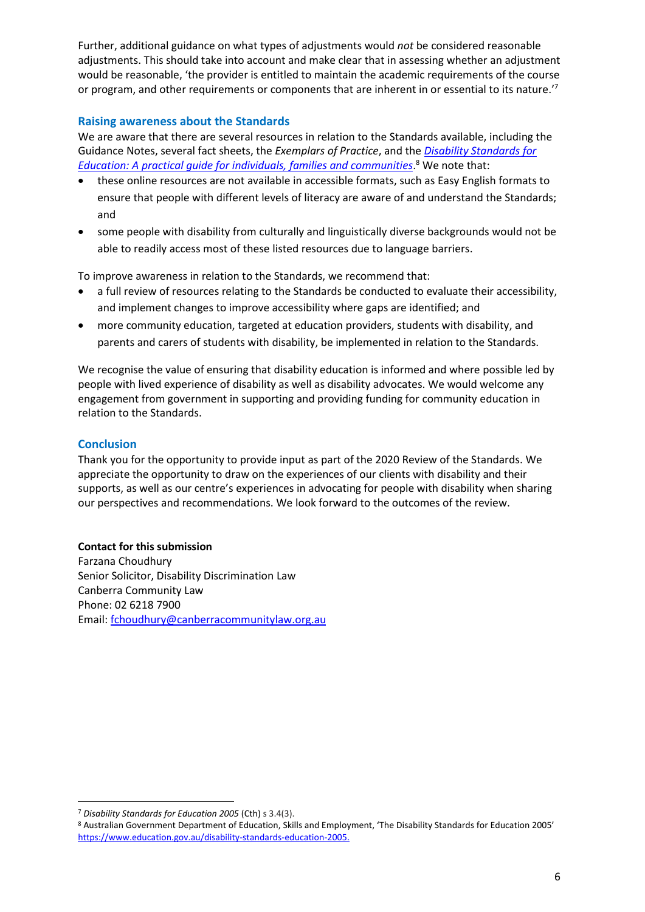Further, additional guidance on what types of adjustments would *not* be considered reasonable adjustments. This should take into account and make clear that in assessing whether an adjustment would be reasonable, 'the provider is entitled to maintain the academic requirements of the course or program, and other requirements or components that are inherent in or essential to its nature.'[7]

## Raising awareness about the Standards

We are aware that there are several resources in relation to the Standards available, including the Guidance Notes, several fact sheets, the *Exemplars of Practice*, and the *[Disability Standards for Education: A practical guide for individuals, families and communities](https://www.education.gov.au/disability-standards-education-2005)*.[8] We note that:

- these online resources are not available in accessible formats, such as Easy English formats to ensure that people with different levels of literacy are aware of and understand the Standards; and
- some people with disability from culturally and linguistically diverse backgrounds would not be able to readily access most of these listed resources due to language barriers.

To improve awareness in relation to the Standards, we recommend that:

- a full review of resources relating to the Standards be conducted to evaluate their accessibility, and implement changes to improve accessibility where gaps are identified; and
- more community education, targeted at education providers, students with disability, and parents and carers of students with disability, be implemented in relation to the Standards.

We recognise the value of ensuring that disability education is informed and where possible led by people with lived experience of disability as well as disability advocates. We would welcome any engagement from government in supporting and providing funding for community education in relation to the Standards.

## Conclusion

Thank you for the opportunity to provide input as part of the 2020 Review of the Standards. We appreciate the opportunity to draw on the experiences of our clients with disability and their supports, as well as our centre's experiences in advocating for people with disability when sharing our perspectives and recommendations. We look forward to the outcomes of the review.

**Contact for this submission**
Farzana Choudhury
Senior Solicitor, Disability Discrimination Law
Canberra Community Law
Phone: 02 6218 7900
Email: [fchoudhury@canberracommunitylaw.org.au](mailto:fchoudhury@canberracommunitylaw.org.au)

---

[7] *Disability Standards for Education 2005* (Cth) s 3.4(3).

[8] Australian Government Department of Education, Skills and Employment, 'The Disability Standards for Education 2005' https://www.education.gov.au/disability-standards-education-2005.